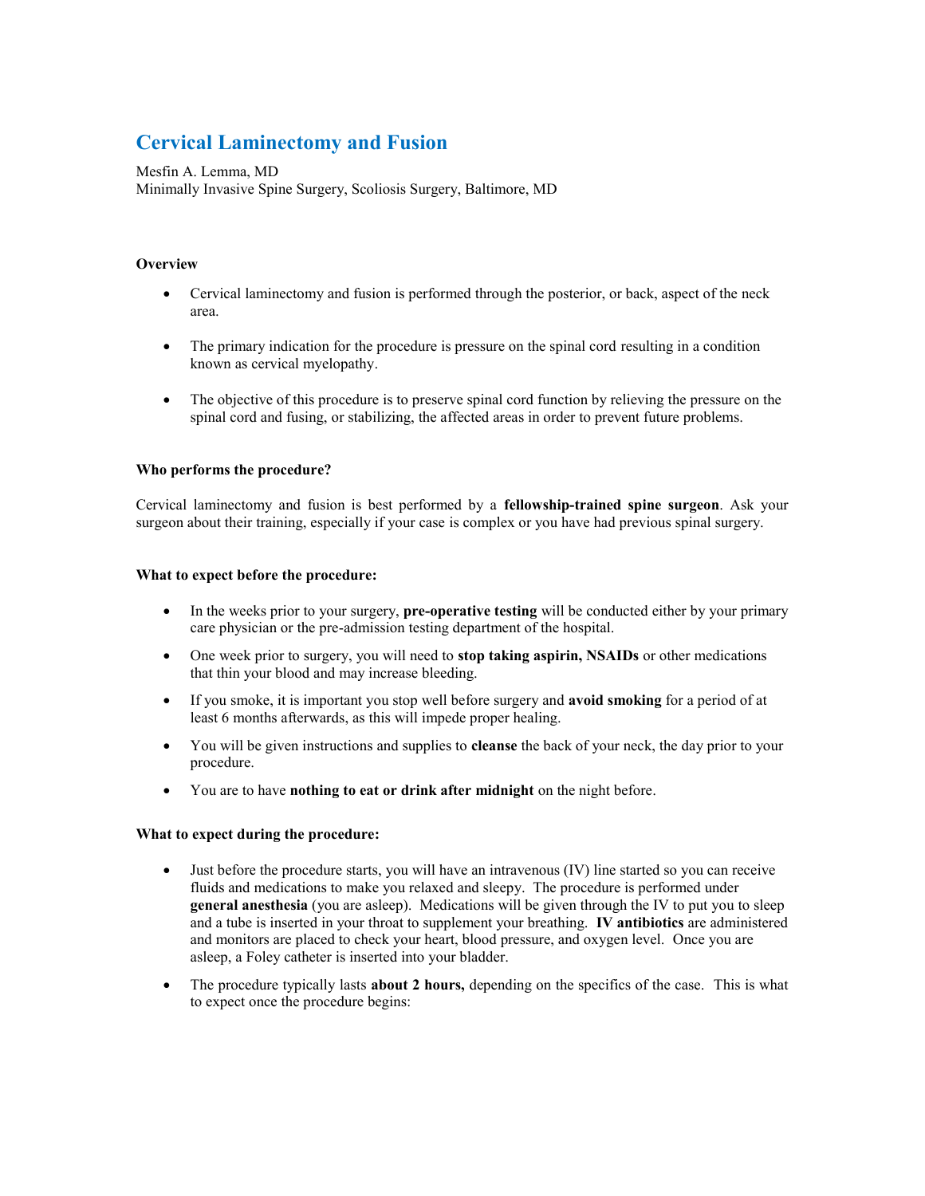# Cervical Laminectomy and Fusion

Mesfin A. Lemma, MD
Minimally Invasive Spine Surgery, Scoliosis Surgery, Baltimore, MD

### Overview

- Cervical laminectomy and fusion is performed through the posterior, or back, aspect of the neck area.
- The primary indication for the procedure is pressure on the spinal cord resulting in a condition known as cervical myelopathy.
- The objective of this procedure is to preserve spinal cord function by relieving the pressure on the spinal cord and fusing, or stabilizing, the affected areas in order to prevent future problems.

### Who performs the procedure?

Cervical laminectomy and fusion is best performed by a **fellowship-trained spine surgeon**. Ask your surgeon about their training, especially if your case is complex or you have had previous spinal surgery.

### What to expect before the procedure:

- In the weeks prior to your surgery, **pre-operative testing** will be conducted either by your primary care physician or the pre-admission testing department of the hospital.
- One week prior to surgery, you will need to **stop taking aspirin, NSAIDs** or other medications that thin your blood and may increase bleeding.
- If you smoke, it is important you stop well before surgery and **avoid smoking** for a period of at least 6 months afterwards, as this will impede proper healing.
- You will be given instructions and supplies to **cleanse** the back of your neck, the day prior to your procedure.
- You are to have **nothing to eat or drink after midnight** on the night before.

### What to expect during the procedure:

- Just before the procedure starts, you will have an intravenous (IV) line started so you can receive fluids and medications to make you relaxed and sleepy. The procedure is performed under **general anesthesia** (you are asleep). Medications will be given through the IV to put you to sleep and a tube is inserted in your throat to supplement your breathing. **IV antibiotics** are administered and monitors are placed to check your heart, blood pressure, and oxygen level. Once you are asleep, a Foley catheter is inserted into your bladder.
- The procedure typically lasts **about 2 hours,** depending on the specifics of the case. This is what to expect once the procedure begins: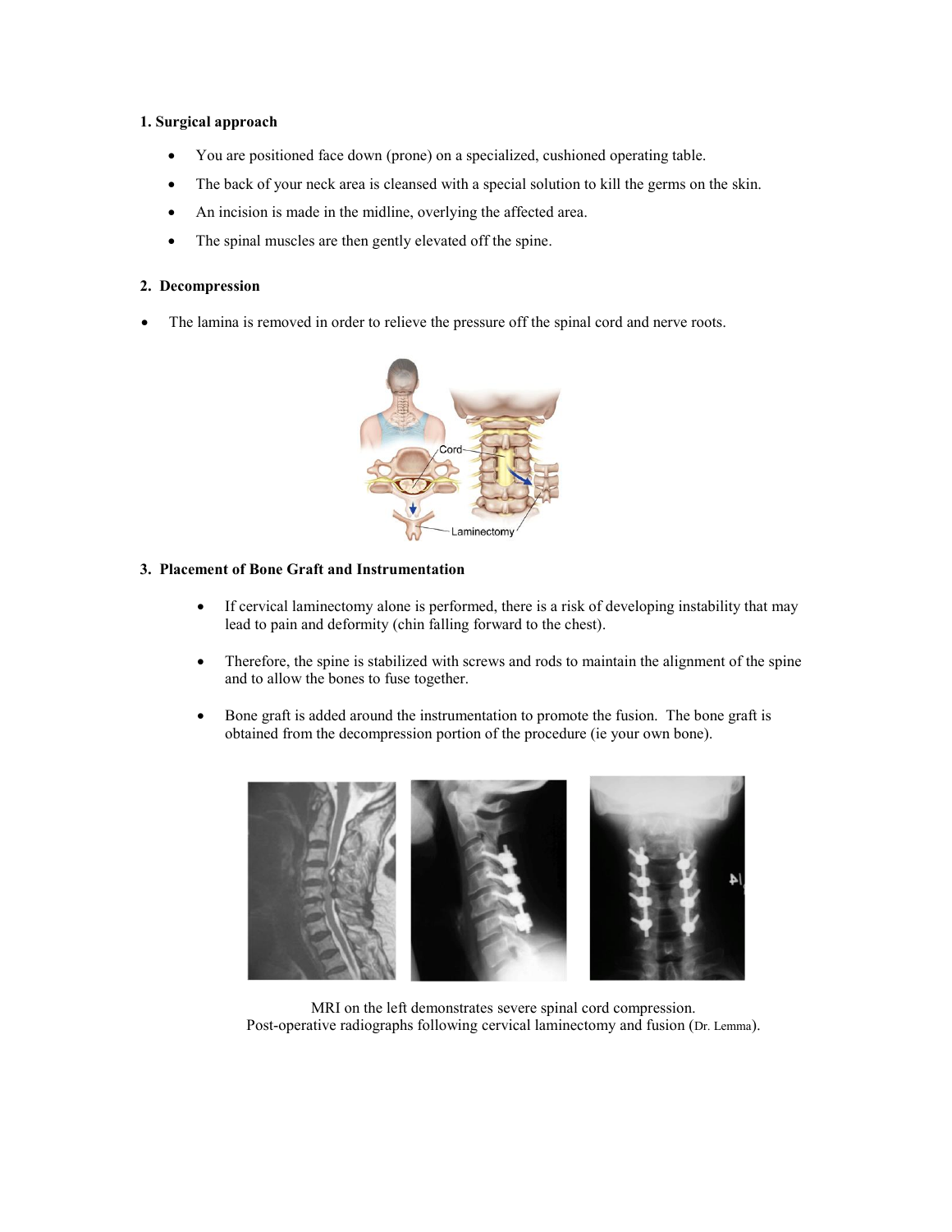**1. Surgical approach**

- You are positioned face down (prone) on a specialized, cushioned operating table.
- The back of your neck area is cleansed with a special solution to kill the germs on the skin.
- An incision is made in the midline, overlying the affected area.
- The spinal muscles are then gently elevated off the spine.

**2. Decompression**

- The lamina is removed in order to relieve the pressure off the spinal cord and nerve roots.

**3. Placement of Bone Graft and Instrumentation**

- If cervical laminectomy alone is performed, there is a risk of developing instability that may lead to pain and deformity (chin falling forward to the chest).
- Therefore, the spine is stabilized with screws and rods to maintain the alignment of the spine and to allow the bones to fuse together.
- Bone graft is added around the instrumentation to promote the fusion. The bone graft is obtained from the decompression portion of the procedure (ie your own bone).

MRI on the left demonstrates severe spinal cord compression.
Post-operative radiographs following cervical laminectomy and fusion (Dr. Lemma).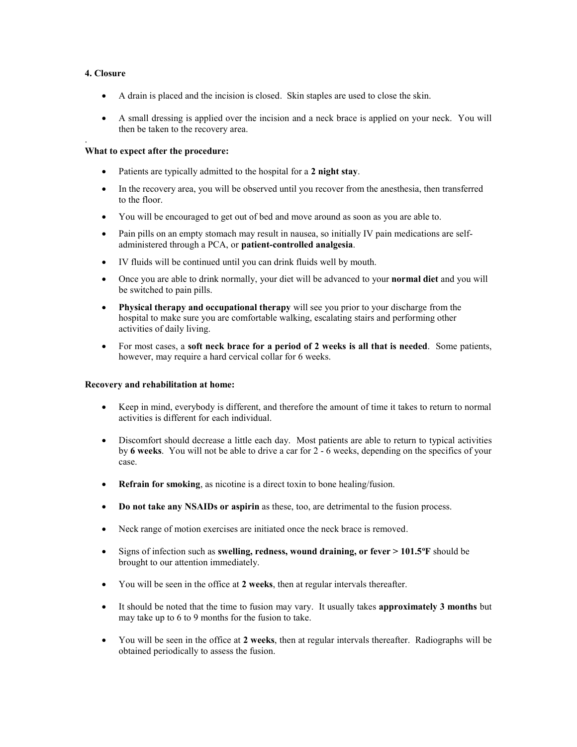**4. Closure**

- A drain is placed and the incision is closed. Skin staples are used to close the skin.
- A small dressing is applied over the incision and a neck brace is applied on your neck. You will then be taken to the recovery area.

.

**What to expect after the procedure:**

- Patients are typically admitted to the hospital for a **2 night stay**.
- In the recovery area, you will be observed until you recover from the anesthesia, then transferred to the floor.
- You will be encouraged to get out of bed and move around as soon as you are able to.
- Pain pills on an empty stomach may result in nausea, so initially IV pain medications are self-administered through a PCA, or **patient-controlled analgesia**.
- IV fluids will be continued until you can drink fluids well by mouth.
- Once you are able to drink normally, your diet will be advanced to your **normal diet** and you will be switched to pain pills.
- **Physical therapy and occupational therapy** will see you prior to your discharge from the hospital to make sure you are comfortable walking, escalating stairs and performing other activities of daily living.
- For most cases, a **soft neck brace for a period of 2 weeks is all that is needed**. Some patients, however, may require a hard cervical collar for 6 weeks.

**Recovery and rehabilitation at home:**

- Keep in mind, everybody is different, and therefore the amount of time it takes to return to normal activities is different for each individual.
- Discomfort should decrease a little each day. Most patients are able to return to typical activities by **6 weeks**. You will not be able to drive a car for 2 - 6 weeks, depending on the specifics of your case.
- **Refrain for smoking**, as nicotine is a direct toxin to bone healing/fusion.
- **Do not take any NSAIDs or aspirin** as these, too, are detrimental to the fusion process.
- Neck range of motion exercises are initiated once the neck brace is removed.
- Signs of infection such as **swelling, redness, wound draining, or fever > 101.5ºF** should be brought to our attention immediately.
- You will be seen in the office at **2 weeks**, then at regular intervals thereafter.
- It should be noted that the time to fusion may vary. It usually takes **approximately 3 months** but may take up to 6 to 9 months for the fusion to take.
- You will be seen in the office at **2 weeks**, then at regular intervals thereafter. Radiographs will be obtained periodically to assess the fusion.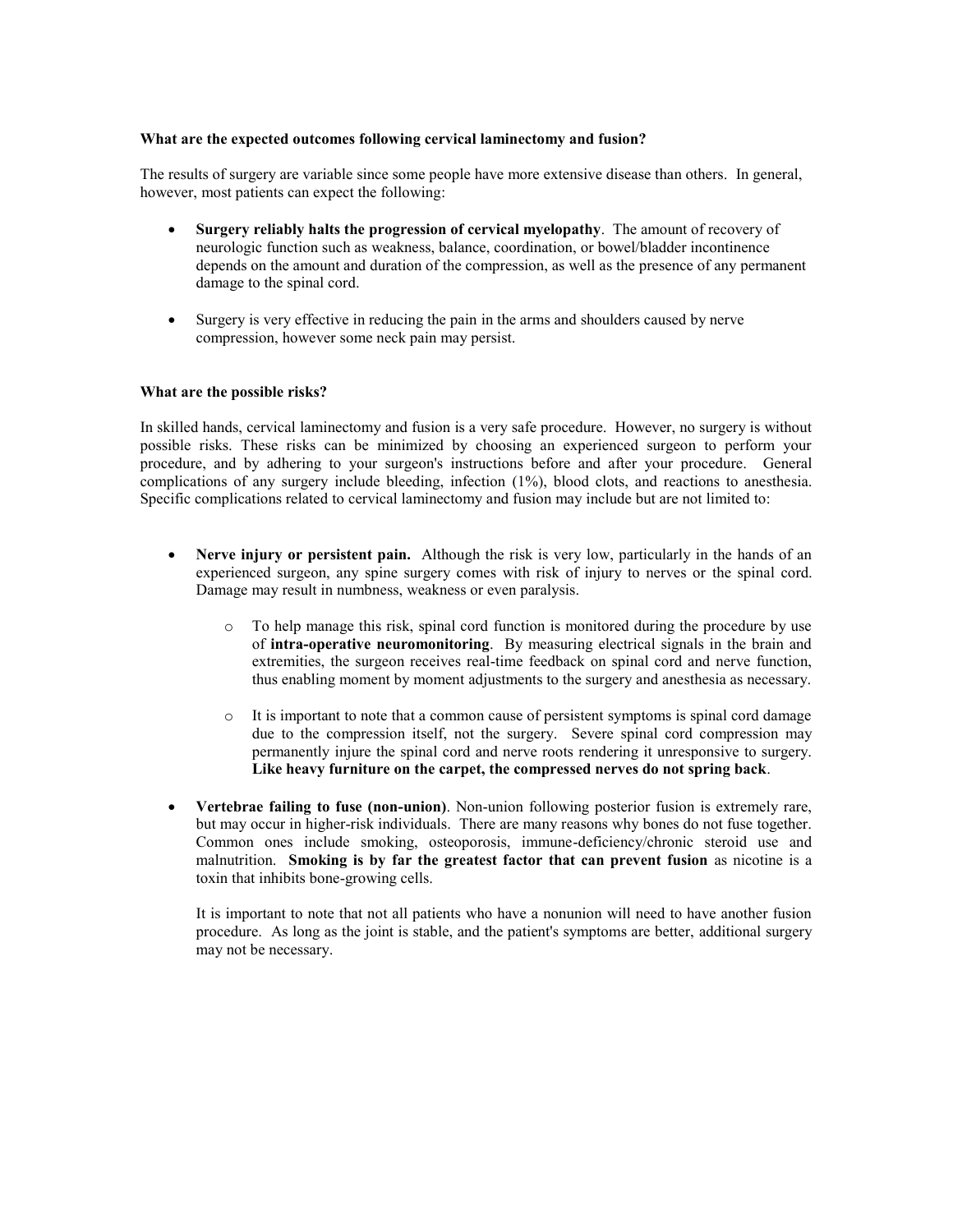**What are the expected outcomes following cervical laminectomy and fusion?**

The results of surgery are variable since some people have more extensive disease than others. In general, however, most patients can expect the following:

- **Surgery reliably halts the progression of cervical myelopathy**. The amount of recovery of neurologic function such as weakness, balance, coordination, or bowel/bladder incontinence depends on the amount and duration of the compression, as well as the presence of any permanent damage to the spinal cord.
- Surgery is very effective in reducing the pain in the arms and shoulders caused by nerve compression, however some neck pain may persist.

**What are the possible risks?**

In skilled hands, cervical laminectomy and fusion is a very safe procedure. However, no surgery is without possible risks. These risks can be minimized by choosing an experienced surgeon to perform your procedure, and by adhering to your surgeon's instructions before and after your procedure. General complications of any surgery include bleeding, infection (1%), blood clots, and reactions to anesthesia. Specific complications related to cervical laminectomy and fusion may include but are not limited to:

- **Nerve injury or persistent pain.** Although the risk is very low, particularly in the hands of an experienced surgeon, any spine surgery comes with risk of injury to nerves or the spinal cord. Damage may result in numbness, weakness or even paralysis.
  - To help manage this risk, spinal cord function is monitored during the procedure by use of **intra-operative neuromonitoring**. By measuring electrical signals in the brain and extremities, the surgeon receives real-time feedback on spinal cord and nerve function, thus enabling moment by moment adjustments to the surgery and anesthesia as necessary.
  - It is important to note that a common cause of persistent symptoms is spinal cord damage due to the compression itself, not the surgery. Severe spinal cord compression may permanently injure the spinal cord and nerve roots rendering it unresponsive to surgery. **Like heavy furniture on the carpet, the compressed nerves do not spring back**.
- **Vertebrae failing to fuse (non-union)**. Non-union following posterior fusion is extremely rare, but may occur in higher-risk individuals. There are many reasons why bones do not fuse together. Common ones include smoking, osteoporosis, immune-deficiency/chronic steroid use and malnutrition. **Smoking is by far the greatest factor that can prevent fusion** as nicotine is a toxin that inhibits bone-growing cells.

  It is important to note that not all patients who have a nonunion will need to have another fusion procedure. As long as the joint is stable, and the patient's symptoms are better, additional surgery may not be necessary.